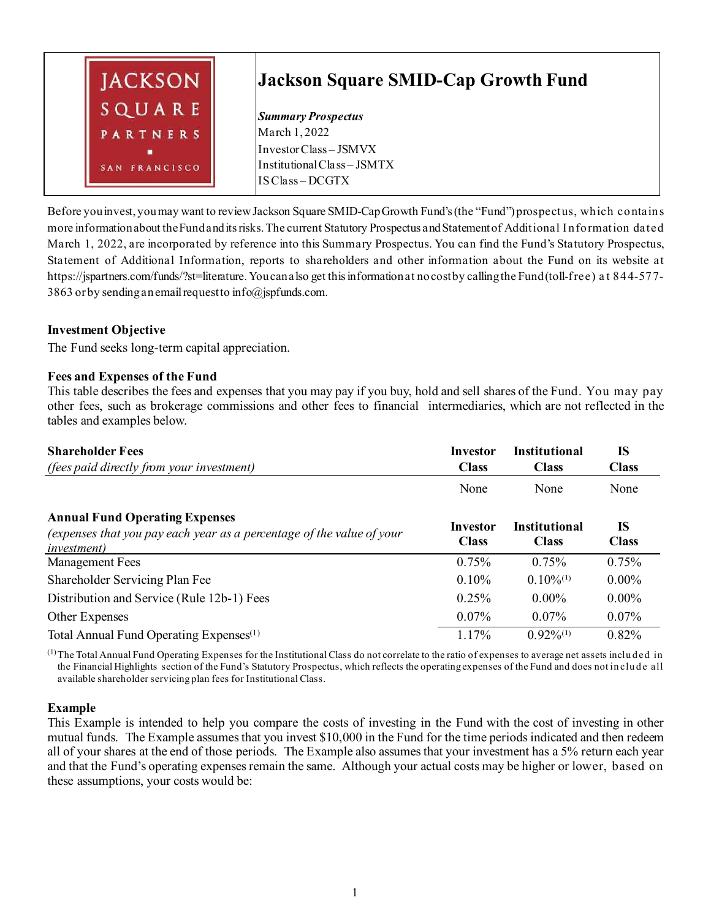# Jackson Square SMID-Cap Growth Fund

***Summary Prospectus***
March 1, 2022
Investor Class – JSMVX
Institutional Class – JSMTX
IS Class – DCGTX

Before you invest, you may want to review Jackson Square SMID-Cap Growth Fund's (the "Fund") prospectus, which contains more information about the Fund and its risks. The current Statutory Prospectus and Statement of Additional Information dated March 1, 2022, are incorporated by reference into this Summary Prospectus. You can find the Fund's Statutory Prospectus, Statement of Additional Information, reports to shareholders and other information about the Fund on its website at https://jspartners.com/funds/?st=literature. You can also get this information at no cost by calling the Fund (toll-free) at 844-577-3863 or by sending an email request to info@jspfunds.com.

### Investment Objective

The Fund seeks long-term capital appreciation.

### Fees and Expenses of the Fund

This table describes the fees and expenses that you may pay if you buy, hold and sell shares of the Fund. You may pay other fees, such as brokerage commissions and other fees to financial intermediaries, which are not reflected in the tables and examples below.

| **Shareholder Fees** *(fees paid directly from your investment)* | **Investor Class** | **Institutional Class** | **IS Class** |
|---|---|---|---|
| | None | None | None |

| **Annual Fund Operating Expenses** *(expenses that you pay each year as a percentage of the value of your investment)* | **Investor Class** | **Institutional Class** | **IS Class** |
|---|---|---|---|
| Management Fees | 0.75% | 0.75% | 0.75% |
| Shareholder Servicing Plan Fee | 0.10% | 0.10%[(1)] | 0.00% |
| Distribution and Service (Rule 12b-1) Fees | 0.25% | 0.00% | 0.00% |
| Other Expenses | 0.07% | 0.07% | 0.07% |
| Total Annual Fund Operating Expenses[(1)] | 1.17% | 0.92%[(1)] | 0.82% |

[(1)] The Total Annual Fund Operating Expenses for the Institutional Class do not correlate to the ratio of expenses to average net assets included in the Financial Highlights section of the Fund's Statutory Prospectus, which reflects the operating expenses of the Fund and does not include all available shareholder servicing plan fees for Institutional Class.

### Example

This Example is intended to help you compare the costs of investing in the Fund with the cost of investing in other mutual funds. The Example assumes that you invest $10,000 in the Fund for the time periods indicated and then redeem all of your shares at the end of those periods. The Example also assumes that your investment has a 5% return each year and that the Fund's operating expenses remain the same. Although your actual costs may be higher or lower, based on these assumptions, your costs would be: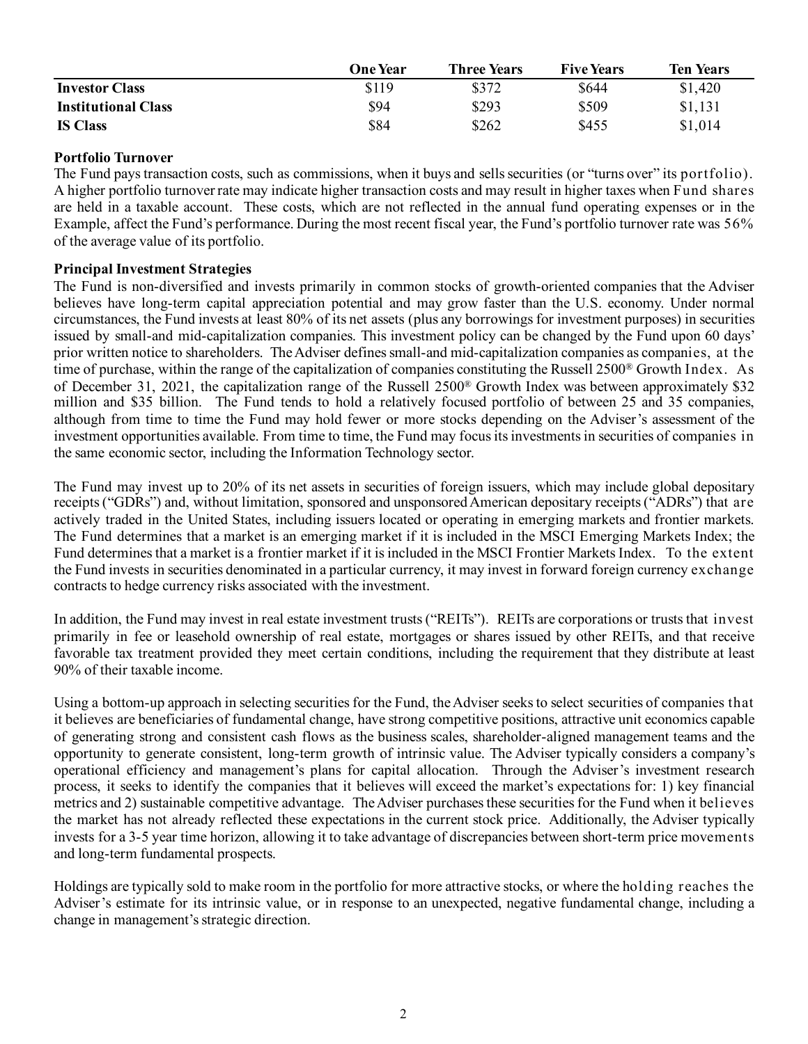| | One Year | Three Years | Five Years | Ten Years |
|---|---|---|---|---|
| **Investor Class** | $119 | $372 | $644 | $1,420 |
| **Institutional Class** | $94 | $293 | $509 | $1,131 |
| **IS Class** | $84 | $262 | $455 | $1,014 |

**Portfolio Turnover**

The Fund pays transaction costs, such as commissions, when it buys and sells securities (or "turns over" its portfolio). A higher portfolio turnover rate may indicate higher transaction costs and may result in higher taxes when Fund shares are held in a taxable account. These costs, which are not reflected in the annual fund operating expenses or in the Example, affect the Fund's performance. During the most recent fiscal year, the Fund's portfolio turnover rate was 56% of the average value of its portfolio.

**Principal Investment Strategies**

The Fund is non-diversified and invests primarily in common stocks of growth-oriented companies that the Adviser believes have long-term capital appreciation potential and may grow faster than the U.S. economy. Under normal circumstances, the Fund invests at least 80% of its net assets (plus any borrowings for investment purposes) in securities issued by small-and mid-capitalization companies. This investment policy can be changed by the Fund upon 60 days' prior written notice to shareholders. The Adviser defines small-and mid-capitalization companies as companies, at the time of purchase, within the range of the capitalization of companies constituting the Russell 2500® Growth Index. As of December 31, 2021, the capitalization range of the Russell 2500® Growth Index was between approximately $32 million and $35 billion. The Fund tends to hold a relatively focused portfolio of between 25 and 35 companies, although from time to time the Fund may hold fewer or more stocks depending on the Adviser's assessment of the investment opportunities available. From time to time, the Fund may focus its investments in securities of companies in the same economic sector, including the Information Technology sector.

The Fund may invest up to 20% of its net assets in securities of foreign issuers, which may include global depositary receipts ("GDRs") and, without limitation, sponsored and unsponsored American depositary receipts ("ADRs") that are actively traded in the United States, including issuers located or operating in emerging markets and frontier markets. The Fund determines that a market is an emerging market if it is included in the MSCI Emerging Markets Index; the Fund determines that a market is a frontier market if it is included in the MSCI Frontier Markets Index. To the extent the Fund invests in securities denominated in a particular currency, it may invest in forward foreign currency exchange contracts to hedge currency risks associated with the investment.

In addition, the Fund may invest in real estate investment trusts ("REITs"). REITs are corporations or trusts that invest primarily in fee or leasehold ownership of real estate, mortgages or shares issued by other REITs, and that receive favorable tax treatment provided they meet certain conditions, including the requirement that they distribute at least 90% of their taxable income.

Using a bottom-up approach in selecting securities for the Fund, the Adviser seeks to select securities of companies that it believes are beneficiaries of fundamental change, have strong competitive positions, attractive unit economics capable of generating strong and consistent cash flows as the business scales, shareholder-aligned management teams and the opportunity to generate consistent, long-term growth of intrinsic value. The Adviser typically considers a company's operational efficiency and management's plans for capital allocation. Through the Adviser's investment research process, it seeks to identify the companies that it believes will exceed the market's expectations for: 1) key financial metrics and 2) sustainable competitive advantage. The Adviser purchases these securities for the Fund when it believes the market has not already reflected these expectations in the current stock price. Additionally, the Adviser typically invests for a 3-5 year time horizon, allowing it to take advantage of discrepancies between short-term price movements and long-term fundamental prospects.

Holdings are typically sold to make room in the portfolio for more attractive stocks, or where the holding reaches the Adviser's estimate for its intrinsic value, or in response to an unexpected, negative fundamental change, including a change in management's strategic direction.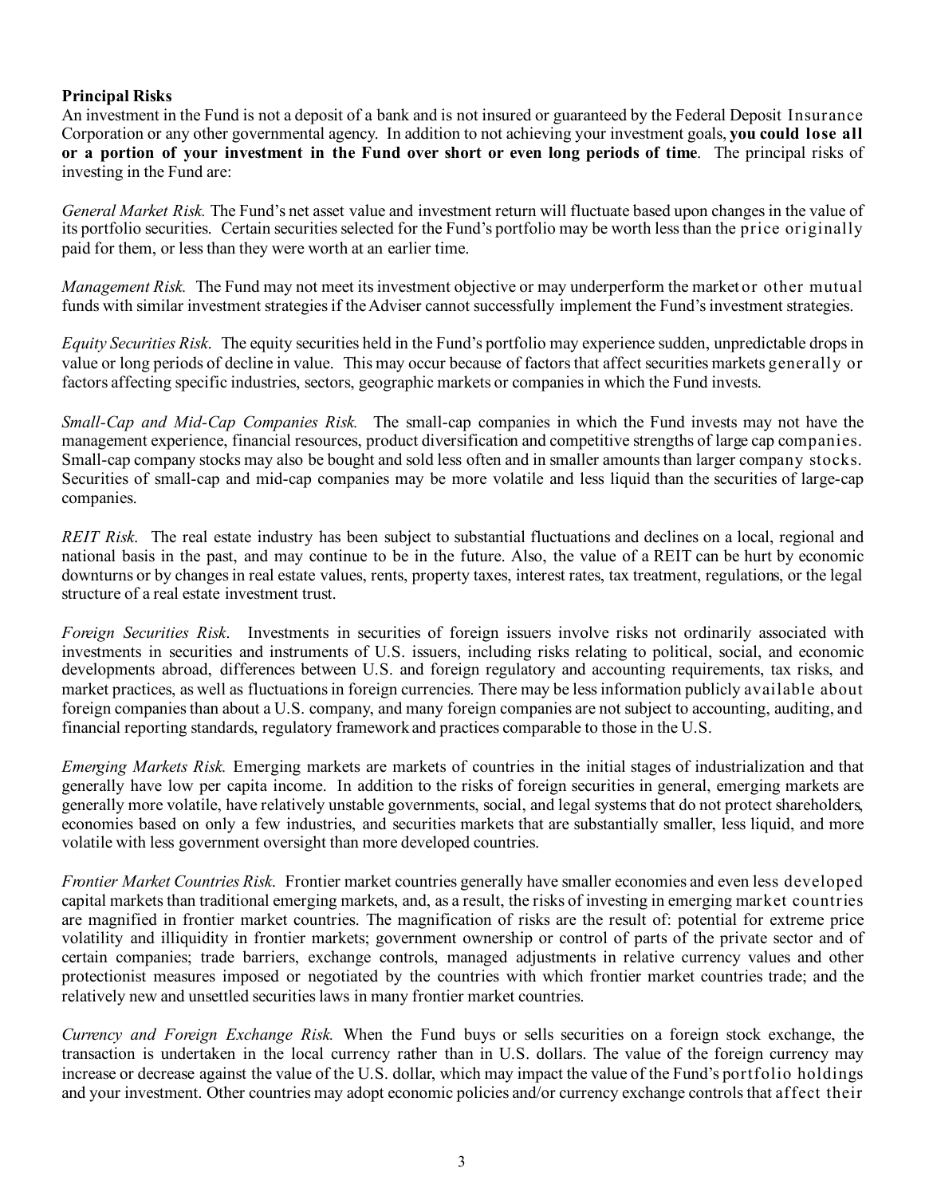**Principal Risks**

An investment in the Fund is not a deposit of a bank and is not insured or guaranteed by the Federal Deposit Insurance Corporation or any other governmental agency. In addition to not achieving your investment goals, **you could lose all or a portion of your investment in the Fund over short or even long periods of time**. The principal risks of investing in the Fund are:

*General Market Risk.* The Fund's net asset value and investment return will fluctuate based upon changes in the value of its portfolio securities. Certain securities selected for the Fund's portfolio may be worth less than the price originally paid for them, or less than they were worth at an earlier time.

*Management Risk.* The Fund may not meet its investment objective or may underperform the market or other mutual funds with similar investment strategies if the Adviser cannot successfully implement the Fund's investment strategies.

*Equity Securities Risk*. The equity securities held in the Fund's portfolio may experience sudden, unpredictable drops in value or long periods of decline in value. This may occur because of factors that affect securities markets generally or factors affecting specific industries, sectors, geographic markets or companies in which the Fund invests.

*Small-Cap and Mid-Cap Companies Risk.* The small-cap companies in which the Fund invests may not have the management experience, financial resources, product diversification and competitive strengths of large cap companies. Small-cap company stocks may also be bought and sold less often and in smaller amounts than larger company stocks. Securities of small-cap and mid-cap companies may be more volatile and less liquid than the securities of large-cap companies.

*REIT Risk*. The real estate industry has been subject to substantial fluctuations and declines on a local, regional and national basis in the past, and may continue to be in the future. Also, the value of a REIT can be hurt by economic downturns or by changes in real estate values, rents, property taxes, interest rates, tax treatment, regulations, or the legal structure of a real estate investment trust.

*Foreign Securities Risk*. Investments in securities of foreign issuers involve risks not ordinarily associated with investments in securities and instruments of U.S. issuers, including risks relating to political, social, and economic developments abroad, differences between U.S. and foreign regulatory and accounting requirements, tax risks, and market practices, as well as fluctuations in foreign currencies. There may be less information publicly available about foreign companies than about a U.S. company, and many foreign companies are not subject to accounting, auditing, and financial reporting standards, regulatory framework and practices comparable to those in the U.S.

*Emerging Markets Risk.* Emerging markets are markets of countries in the initial stages of industrialization and that generally have low per capita income. In addition to the risks of foreign securities in general, emerging markets are generally more volatile, have relatively unstable governments, social, and legal systems that do not protect shareholders, economies based on only a few industries, and securities markets that are substantially smaller, less liquid, and more volatile with less government oversight than more developed countries.

*Frontier Market Countries Risk*. Frontier market countries generally have smaller economies and even less developed capital markets than traditional emerging markets, and, as a result, the risks of investing in emerging market countries are magnified in frontier market countries. The magnification of risks are the result of: potential for extreme price volatility and illiquidity in frontier markets; government ownership or control of parts of the private sector and of certain companies; trade barriers, exchange controls, managed adjustments in relative currency values and other protectionist measures imposed or negotiated by the countries with which frontier market countries trade; and the relatively new and unsettled securities laws in many frontier market countries.

*Currency and Foreign Exchange Risk.* When the Fund buys or sells securities on a foreign stock exchange, the transaction is undertaken in the local currency rather than in U.S. dollars. The value of the foreign currency may increase or decrease against the value of the U.S. dollar, which may impact the value of the Fund's portfolio holdings and your investment. Other countries may adopt economic policies and/or currency exchange controls that affect their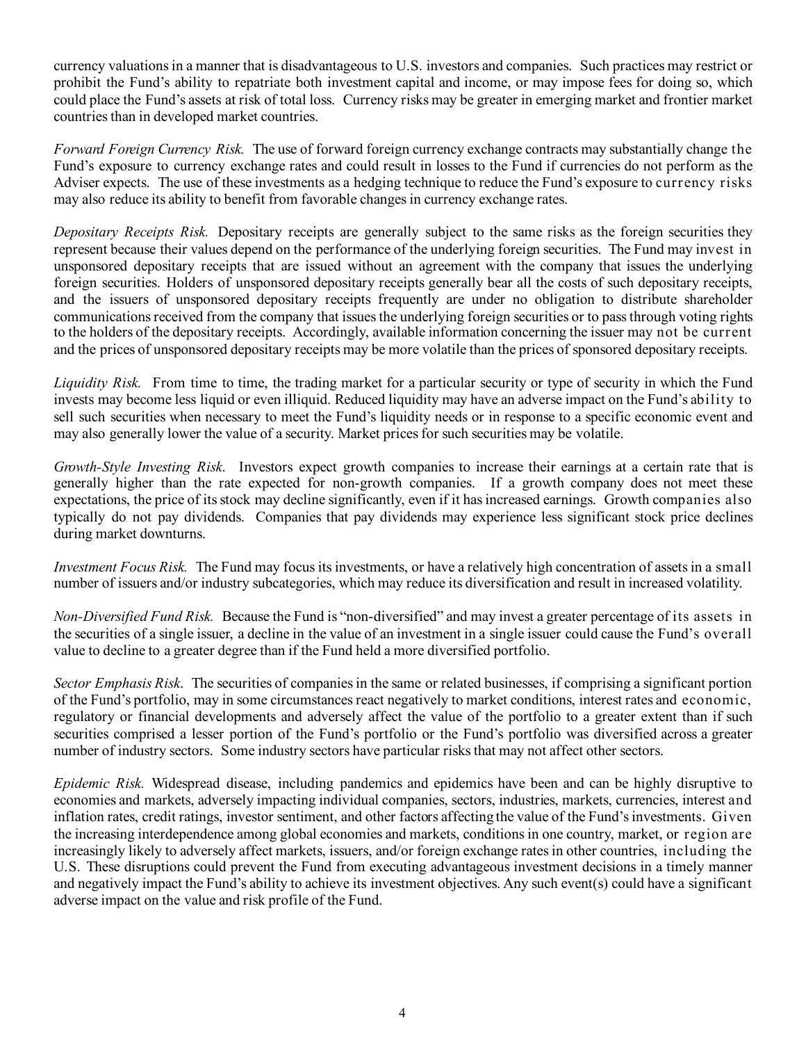currency valuations in a manner that is disadvantageous to U.S. investors and companies. Such practices may restrict or prohibit the Fund's ability to repatriate both investment capital and income, or may impose fees for doing so, which could place the Fund's assets at risk of total loss. Currency risks may be greater in emerging market and frontier market countries than in developed market countries.

*Forward Foreign Currency Risk.* The use of forward foreign currency exchange contracts may substantially change the Fund's exposure to currency exchange rates and could result in losses to the Fund if currencies do not perform as the Adviser expects. The use of these investments as a hedging technique to reduce the Fund's exposure to currency risks may also reduce its ability to benefit from favorable changes in currency exchange rates.

*Depositary Receipts Risk.* Depositary receipts are generally subject to the same risks as the foreign securities they represent because their values depend on the performance of the underlying foreign securities. The Fund may invest in unsponsored depositary receipts that are issued without an agreement with the company that issues the underlying foreign securities. Holders of unsponsored depositary receipts generally bear all the costs of such depositary receipts, and the issuers of unsponsored depositary receipts frequently are under no obligation to distribute shareholder communications received from the company that issues the underlying foreign securities or to pass through voting rights to the holders of the depositary receipts. Accordingly, available information concerning the issuer may not be current and the prices of unsponsored depositary receipts may be more volatile than the prices of sponsored depositary receipts.

*Liquidity Risk.* From time to time, the trading market for a particular security or type of security in which the Fund invests may become less liquid or even illiquid. Reduced liquidity may have an adverse impact on the Fund's ability to sell such securities when necessary to meet the Fund's liquidity needs or in response to a specific economic event and may also generally lower the value of a security. Market prices for such securities may be volatile.

*Growth-Style Investing Risk.* Investors expect growth companies to increase their earnings at a certain rate that is generally higher than the rate expected for non-growth companies. If a growth company does not meet these expectations, the price of its stock may decline significantly, even if it has increased earnings. Growth companies also typically do not pay dividends. Companies that pay dividends may experience less significant stock price declines during market downturns.

*Investment Focus Risk.* The Fund may focus its investments, or have a relatively high concentration of assets in a small number of issuers and/or industry subcategories, which may reduce its diversification and result in increased volatility.

*Non-Diversified Fund Risk.* Because the Fund is "non-diversified" and may invest a greater percentage of its assets in the securities of a single issuer, a decline in the value of an investment in a single issuer could cause the Fund's overall value to decline to a greater degree than if the Fund held a more diversified portfolio.

*Sector Emphasis Risk.* The securities of companies in the same or related businesses, if comprising a significant portion of the Fund's portfolio, may in some circumstances react negatively to market conditions, interest rates and economic, regulatory or financial developments and adversely affect the value of the portfolio to a greater extent than if such securities comprised a lesser portion of the Fund's portfolio or the Fund's portfolio was diversified across a greater number of industry sectors. Some industry sectors have particular risks that may not affect other sectors.

*Epidemic Risk.* Widespread disease, including pandemics and epidemics have been and can be highly disruptive to economies and markets, adversely impacting individual companies, sectors, industries, markets, currencies, interest and inflation rates, credit ratings, investor sentiment, and other factors affecting the value of the Fund's investments. Given the increasing interdependence among global economies and markets, conditions in one country, market, or region are increasingly likely to adversely affect markets, issuers, and/or foreign exchange rates in other countries, including the U.S. These disruptions could prevent the Fund from executing advantageous investment decisions in a timely manner and negatively impact the Fund's ability to achieve its investment objectives. Any such event(s) could have a significant adverse impact on the value and risk profile of the Fund.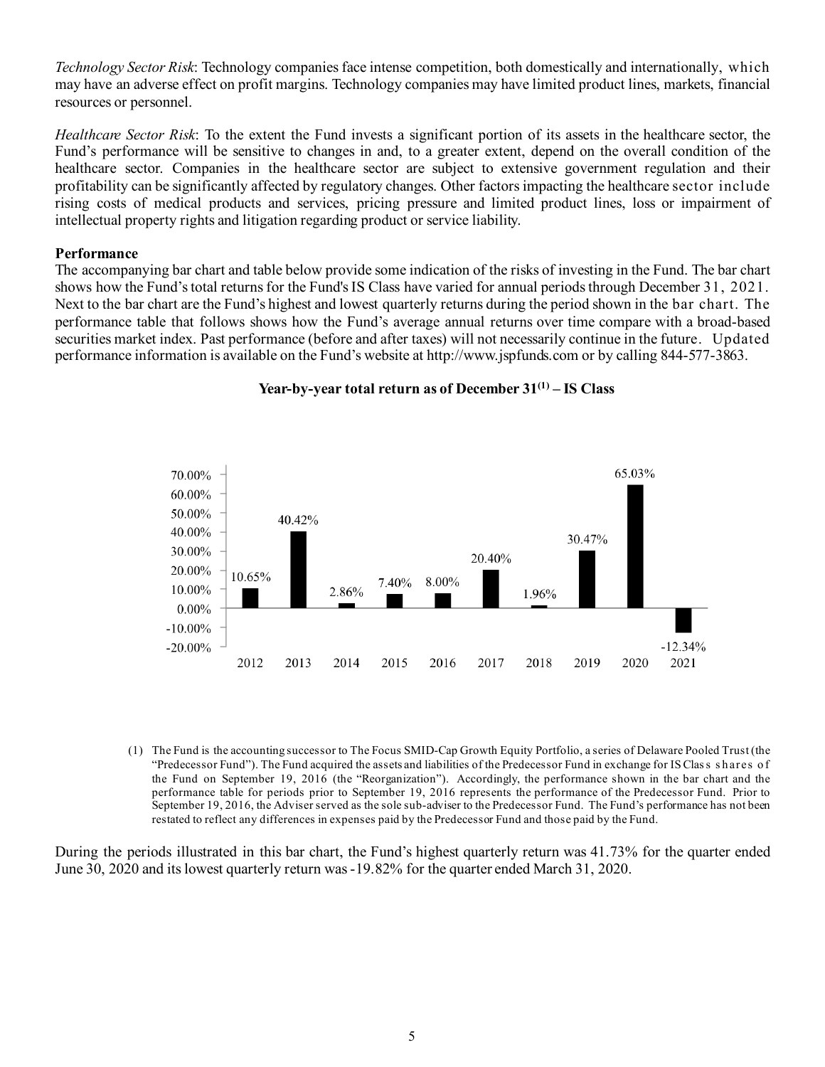*Technology Sector Risk*: Technology companies face intense competition, both domestically and internationally, which may have an adverse effect on profit margins. Technology companies may have limited product lines, markets, financial resources or personnel.

*Healthcare Sector Risk*: To the extent the Fund invests a significant portion of its assets in the healthcare sector, the Fund's performance will be sensitive to changes in and, to a greater extent, depend on the overall condition of the healthcare sector. Companies in the healthcare sector are subject to extensive government regulation and their profitability can be significantly affected by regulatory changes. Other factors impacting the healthcare sector include rising costs of medical products and services, pricing pressure and limited product lines, loss or impairment of intellectual property rights and litigation regarding product or service liability.

**Performance**

The accompanying bar chart and table below provide some indication of the risks of investing in the Fund. The bar chart shows how the Fund's total returns for the Fund's IS Class have varied for annual periods through December 31, 2021. Next to the bar chart are the Fund's highest and lowest quarterly returns during the period shown in the bar chart. The performance table that follows shows how the Fund's average annual returns over time compare with a broad-based securities market index. Past performance (before and after taxes) will not necessarily continue in the future. Updated performance information is available on the Fund's website at http://www.jspfunds.com or by calling 844-577-3863.

**Year-by-year total return as of December 31[(1)] – IS Class**

| Year | Total Return |
|---|---|
| 2012 | 10.65% |
| 2013 | 40.42% |
| 2014 | 2.86% |
| 2015 | 7.40% |
| 2016 | 8.00% |
| 2017 | 20.40% |
| 2018 | 1.96% |
| 2019 | 30.47% |
| 2020 | 65.03% |
| 2021 | -12.34% |

(1) The Fund is the accounting successor to The Focus SMID-Cap Growth Equity Portfolio, a series of Delaware Pooled Trust (the "Predecessor Fund"). The Fund acquired the assets and liabilities of the Predecessor Fund in exchange for IS Class shares of the Fund on September 19, 2016 (the "Reorganization"). Accordingly, the performance shown in the bar chart and the performance table for periods prior to September 19, 2016 represents the performance of the Predecessor Fund. Prior to September 19, 2016, the Adviser served as the sole sub-adviser to the Predecessor Fund. The Fund's performance has not been restated to reflect any differences in expenses paid by the Predecessor Fund and those paid by the Fund.

During the periods illustrated in this bar chart, the Fund's highest quarterly return was 41.73% for the quarter ended June 30, 2020 and its lowest quarterly return was -19.82% for the quarter ended March 31, 2020.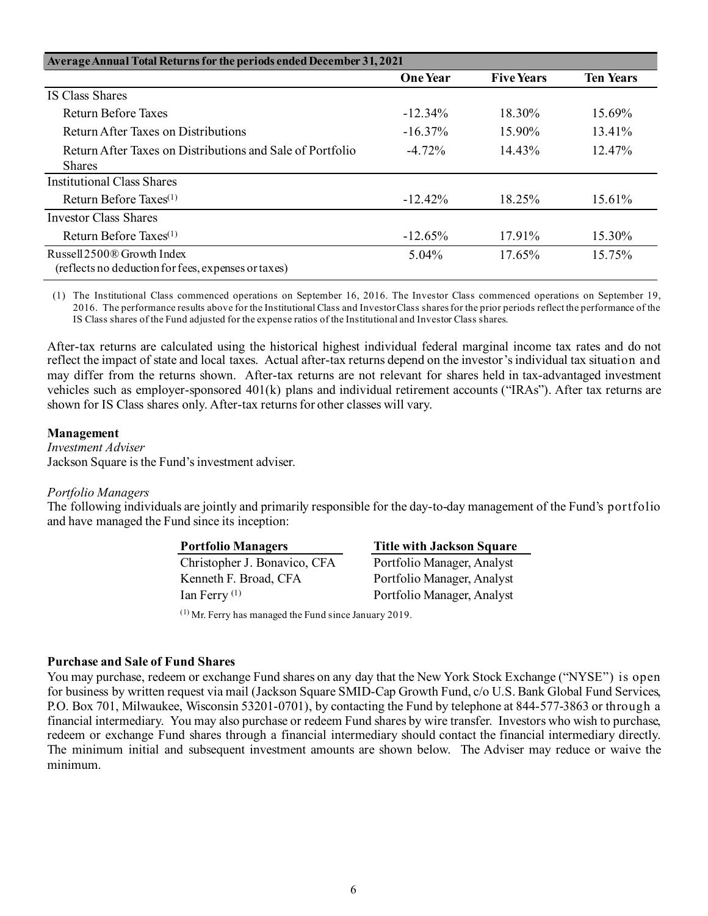| Average Annual Total Returns for the periods ended December 31, 2021 | One Year | Five Years | Ten Years |
|---|---|---|---|
| IS Class Shares | | | |
| Return Before Taxes | -12.34% | 18.30% | 15.69% |
| Return After Taxes on Distributions | -16.37% | 15.90% | 13.41% |
| Return After Taxes on Distributions and Sale of Portfolio Shares | -4.72% | 14.43% | 12.47% |
| Institutional Class Shares | | | |
| Return Before Taxes[(1)] | -12.42% | 18.25% | 15.61% |
| Investor Class Shares | | | |
| Return Before Taxes[(1)] | -12.65% | 17.91% | 15.30% |
| Russell 2500® Growth Index (reflects no deduction for fees, expenses or taxes) | 5.04% | 17.65% | 15.75% |

(1) The Institutional Class commenced operations on September 16, 2016. The Investor Class commenced operations on September 19, 2016. The performance results above for the Institutional Class and Investor Class shares for the prior periods reflect the performance of the IS Class shares of the Fund adjusted for the expense ratios of the Institutional and Investor Class shares.

After-tax returns are calculated using the historical highest individual federal marginal income tax rates and do not reflect the impact of state and local taxes. Actual after-tax returns depend on the investor's individual tax situation and may differ from the returns shown. After-tax returns are not relevant for shares held in tax-advantaged investment vehicles such as employer-sponsored 401(k) plans and individual retirement accounts ("IRAs"). After tax returns are shown for IS Class shares only. After-tax returns for other classes will vary.

**Management**

*Investment Adviser*

Jackson Square is the Fund's investment adviser.

*Portfolio Managers*

The following individuals are jointly and primarily responsible for the day-to-day management of the Fund's portfolio and have managed the Fund since its inception:

| Portfolio Managers | Title with Jackson Square |
|---|---|
| Christopher J. Bonavico, CFA | Portfolio Manager, Analyst |
| Kenneth F. Broad, CFA | Portfolio Manager, Analyst |
| Ian Ferry [(1)] | Portfolio Manager, Analyst |

[(1)] Mr. Ferry has managed the Fund since January 2019.

**Purchase and Sale of Fund Shares**

You may purchase, redeem or exchange Fund shares on any day that the New York Stock Exchange ("NYSE") is open for business by written request via mail (Jackson Square SMID-Cap Growth Fund, c/o U.S. Bank Global Fund Services, P.O. Box 701, Milwaukee, Wisconsin 53201-0701), by contacting the Fund by telephone at 844-577-3863 or through a financial intermediary. You may also purchase or redeem Fund shares by wire transfer. Investors who wish to purchase, redeem or exchange Fund shares through a financial intermediary should contact the financial intermediary directly. The minimum initial and subsequent investment amounts are shown below. The Adviser may reduce or waive the minimum.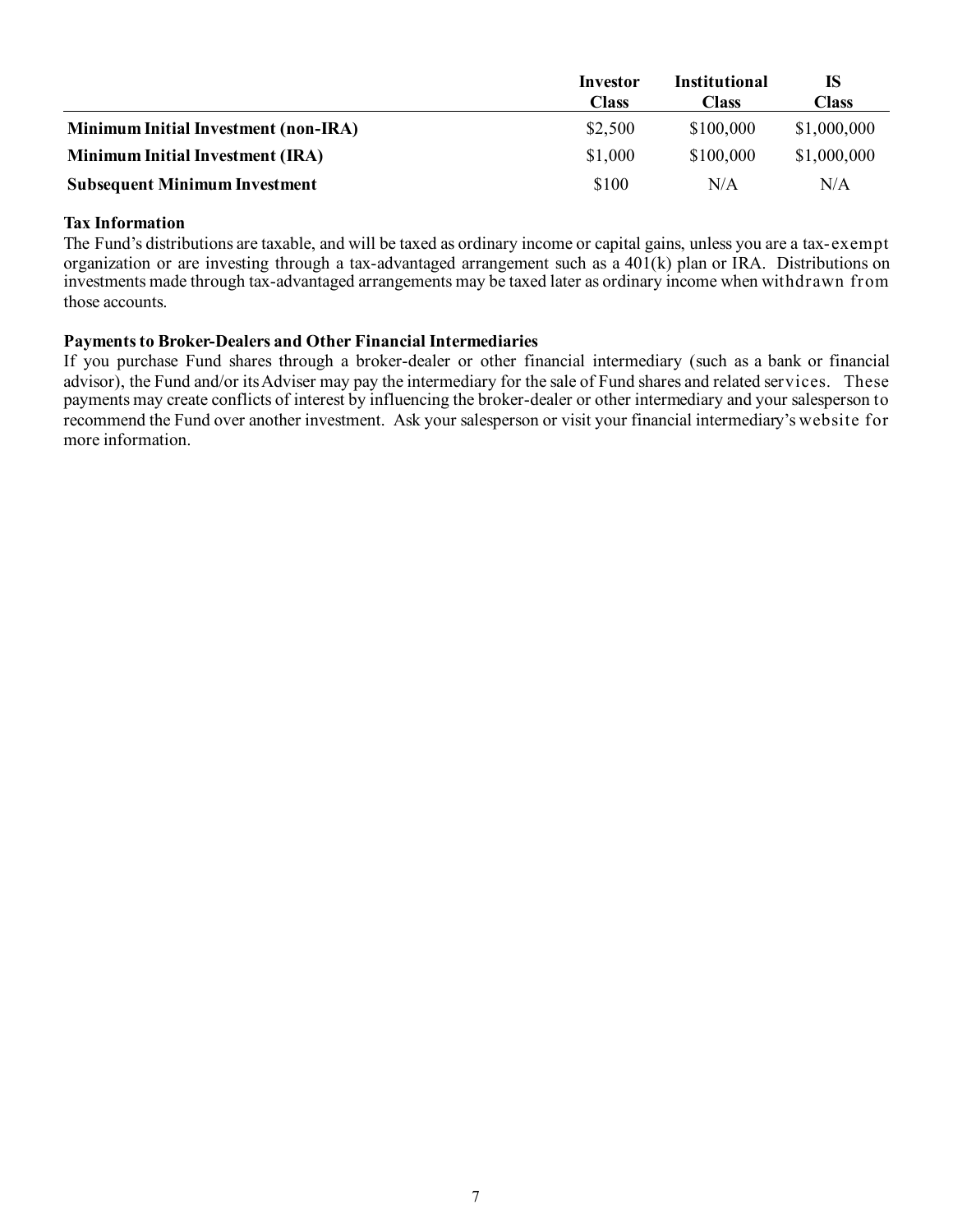| | Investor Class | Institutional Class | IS Class |
|---|---|---|---|
| **Minimum Initial Investment (non-IRA)** | $2,500 | $100,000 | $1,000,000 |
| **Minimum Initial Investment (IRA)** | $1,000 | $100,000 | $1,000,000 |
| **Subsequent Minimum Investment** | $100 | N/A | N/A |

**Tax Information**

The Fund's distributions are taxable, and will be taxed as ordinary income or capital gains, unless you are a tax-exempt organization or are investing through a tax-advantaged arrangement such as a 401(k) plan or IRA. Distributions on investments made through tax-advantaged arrangements may be taxed later as ordinary income when withdrawn from those accounts.

**Payments to Broker-Dealers and Other Financial Intermediaries**

If you purchase Fund shares through a broker-dealer or other financial intermediary (such as a bank or financial advisor), the Fund and/or its Adviser may pay the intermediary for the sale of Fund shares and related services. These payments may create conflicts of interest by influencing the broker-dealer or other intermediary and your salesperson to recommend the Fund over another investment. Ask your salesperson or visit your financial intermediary's website for more information.